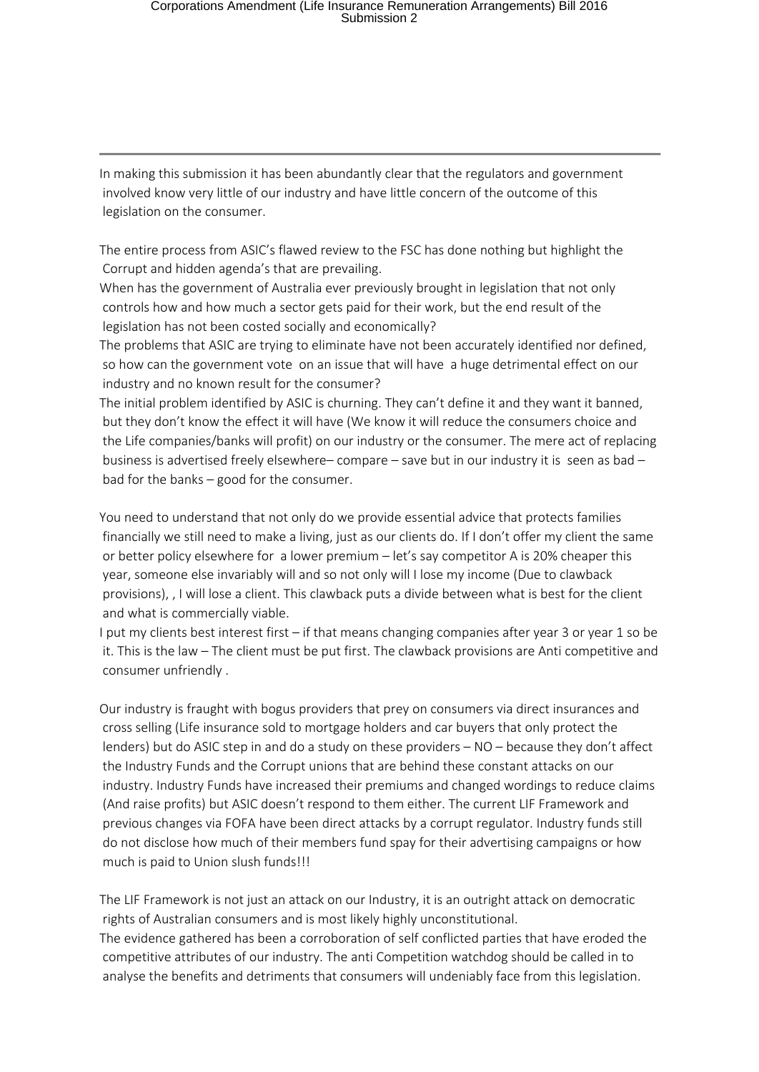In making this submission it has been abundantly clear that the regulators and government involved know very little of our industry and have little concern of the outcome of this legislation on the consumer.

The entire process from ASIC's flawed review to the FSC has done nothing but highlight the Corrupt and hidden agenda's that are prevailing.
When has the government of Australia ever previously brought in legislation that not only controls how and how much a sector gets paid for their work, but the end result of the legislation has not been costed socially and economically?
The problems that ASIC are trying to eliminate have not been accurately identified nor defined, so how can the government vote on an issue that will have a huge detrimental effect on our industry and no known result for the consumer?
The initial problem identified by ASIC is churning. They can't define it and they want it banned, but they don't know the effect it will have (We know it will reduce the consumers choice and the Life companies/banks will profit) on our industry or the consumer. The mere act of replacing business is advertised freely elsewhere– compare – save but in our industry it is seen as bad – bad for the banks – good for the consumer.

You need to understand that not only do we provide essential advice that protects families financially we still need to make a living, just as our clients do. If I don't offer my client the same or better policy elsewhere for a lower premium – let's say competitor A is 20% cheaper this year, someone else invariably will and so not only will I lose my income (Due to clawback provisions), , I will lose a client. This clawback puts a divide between what is best for the client and what is commercially viable.
I put my clients best interest first – if that means changing companies after year 3 or year 1 so be it. This is the law – The client must be put first. The clawback provisions are Anti competitive and consumer unfriendly .

Our industry is fraught with bogus providers that prey on consumers via direct insurances and cross selling (Life insurance sold to mortgage holders and car buyers that only protect the lenders) but do ASIC step in and do a study on these providers – NO – because they don't affect the Industry Funds and the Corrupt unions that are behind these constant attacks on our industry. Industry Funds have increased their premiums and changed wordings to reduce claims (And raise profits) but ASIC doesn't respond to them either. The current LIF Framework and previous changes via FOFA have been direct attacks by a corrupt regulator. Industry funds still do not disclose how much of their members fund spay for their advertising campaigns or how much is paid to Union slush funds!!!

The LIF Framework is not just an attack on our Industry, it is an outright attack on democratic rights of Australian consumers and is most likely highly unconstitutional.
The evidence gathered has been a corroboration of self conflicted parties that have eroded the competitive attributes of our industry. The anti Competition watchdog should be called in to analyse the benefits and detriments that consumers will undeniably face from this legislation.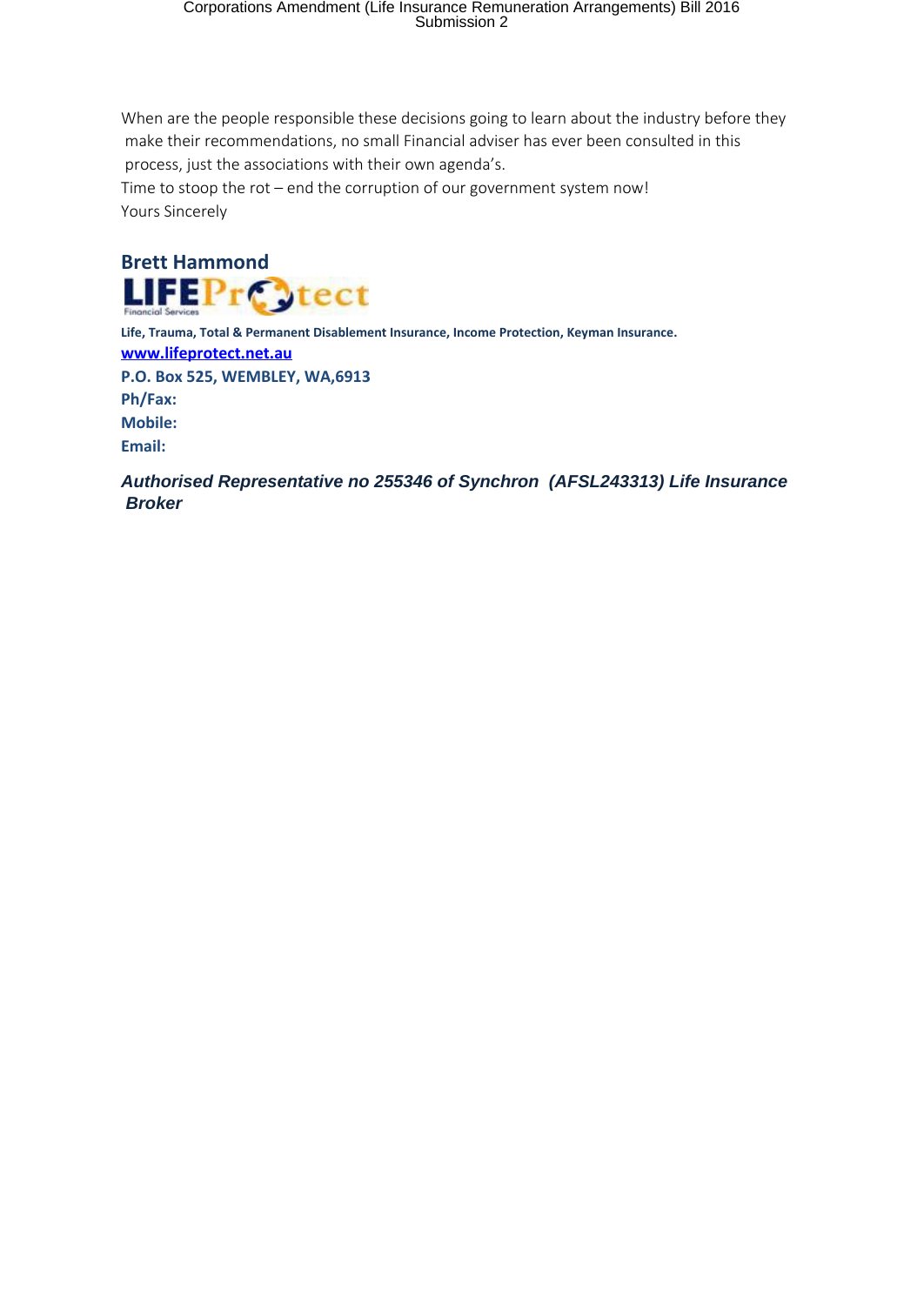When are the people responsible these decisions going to learn about the industry before they make their recommendations, no small Financial adviser has ever been consulted in this process, just the associations with their own agenda's.

Time to stoop the rot – end the corruption of our government system now!

Yours Sincerely

**Brett Hammond**

LIFEProtect
Financial Services

**Life, Trauma, Total & Permanent Disablement Insurance, Income Protection, Keyman Insurance.**

**www.lifeprotect.net.au**

**P.O. Box 525, WEMBLEY, WA,6913**

**Ph/Fax:**

**Mobile:**

**Email:**

***Authorised Representative no 255346 of Synchron (AFSL243313) Life Insurance Broker***